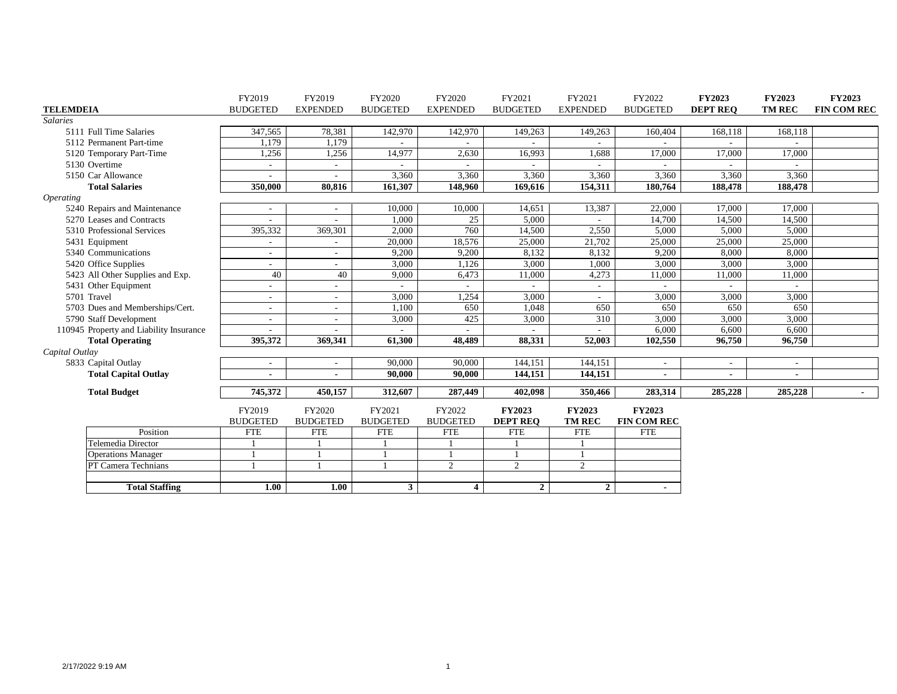| TELEMDEIA | FY2019 BUDGETED | FY2019 EXPENDED | FY2020 BUDGETED | FY2020 EXPENDED | FY2021 BUDGETED | FY2021 EXPENDED | FY2022 BUDGETED | **FY2023 DEPT REQ** | **FY2023 TM REC** | **FY2023 FIN COM REC** |
|---|---|---|---|---|---|---|---|---|---|---|
| *Salaries* | | | | | | | | | | |
| 5111 Full Time Salaries | 347,565 | 78,381 | 142,970 | 142,970 | 149,263 | 149,263 | 160,404 | 168,118 | 168,118 | |
| 5112 Permanent Part-time | 1,179 | 1,179 | - | - | - | - | - | - | - | |
| 5120 Temporary Part-Time | 1,256 | 1,256 | 14,977 | 2,630 | 16,993 | 1,688 | 17,000 | 17,000 | 17,000 | |
| 5130 Overtime | - | - | - | - | - | - | - | - | - | |
| 5150 Car Allowance | - | - | 3,360 | 3,360 | 3,360 | 3,360 | 3,360 | 3,360 | 3,360 | |
| **Total Salaries** | **350,000** | **80,816** | **161,307** | **148,960** | **169,616** | **154,311** | **180,764** | **188,478** | **188,478** | |
| *Operating* | | | | | | | | | | |
| 5240 Repairs and Maintenance | - | - | 10,000 | 10,000 | 14,651 | 13,387 | 22,000 | 17,000 | 17,000 | |
| 5270 Leases and Contracts | - | - | 1,000 | 25 | 5,000 | - | 14,700 | 14,500 | 14,500 | |
| 5310 Professional Services | 395,332 | 369,301 | 2,000 | 760 | 14,500 | 2,550 | 5,000 | 5,000 | 5,000 | |
| 5431 Equipment | - | - | 20,000 | 18,576 | 25,000 | 21,702 | 25,000 | 25,000 | 25,000 | |
| 5340 Communications | - | - | 9,200 | 9,200 | 8,132 | 8,132 | 9,200 | 8,000 | 8,000 | |
| 5420 Office Supplies | - | - | 3,000 | 1,126 | 3,000 | 1,000 | 3,000 | 3,000 | 3,000 | |
| 5423 All Other Supplies and Exp. | 40 | 40 | 9,000 | 6,473 | 11,000 | 4,273 | 11,000 | 11,000 | 11,000 | |
| 5431 Other Equipment | - | - | - | - | - | - | - | - | - | |
| 5701 Travel | - | - | 3,000 | 1,254 | 3,000 | - | 3,000 | 3,000 | 3,000 | |
| 5703 Dues and Memberships/Cert. | - | - | 1,100 | 650 | 1,048 | 650 | 650 | 650 | 650 | |
| 5790 Staff Development | - | - | 3,000 | 425 | 3,000 | 310 | 3,000 | 3,000 | 3,000 | |
| 110945 Property and Liability Insurance | - | - | - | - | - | - | 6,000 | 6,600 | 6,600 | |
| **Total Operating** | **395,372** | **369,341** | **61,300** | **48,489** | **88,331** | **52,003** | **102,550** | **96,750** | **96,750** | |
| *Capital Outlay* | | | | | | | | | | |
| 5833 Capital Outlay | - | - | 90,000 | 90,000 | 144,151 | 144,151 | - | - | - | |
| **Total Capital Outlay** | **-** | **-** | **90,000** | **90,000** | **144,151** | **144,151** | **-** | **-** | **-** | |
| **Total Budget** | **745,372** | **450,157** | **312,607** | **287,449** | **402,098** | **350,466** | **283,314** | **285,228** | **285,228** | **-** |

| Position | FY2019 BUDGETED FTE | FY2020 BUDGETED FTE | FY2021 BUDGETED FTE | FY2022 BUDGETED FTE | **FY2023 DEPT REQ** FTE | **FY2023 TM REC** FTE | **FY2023 FIN COM REC** FTE |
|---|---|---|---|---|---|---|---|
| Telemedia Director | 1 | 1 | 1 | 1 | 1 | 1 | |
| Operations Manager | 1 | 1 | 1 | 1 | 1 | 1 | |
| PT Camera Technians | 1 | 1 | 1 | 2 | 2 | 2 | |
| | | | | | | | |
| **Total Staffing** | **1.00** | **1.00** | **3** | **4** | **2** | **2** | **-** |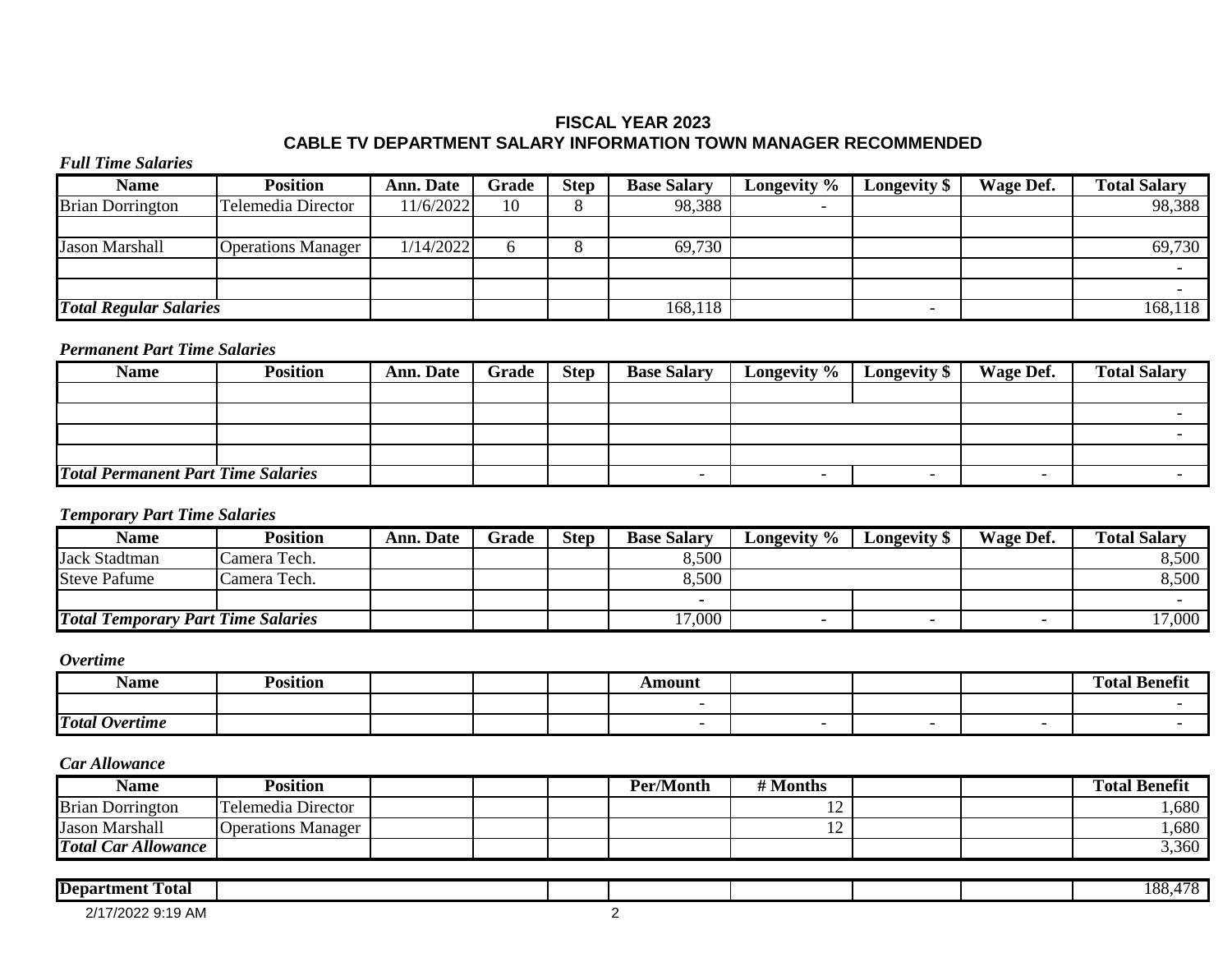# FISCAL YEAR 2023

## CABLE TV DEPARTMENT SALARY INFORMATION TOWN MANAGER RECOMMENDED

***Full Time Salaries***

| Name | Position | Ann. Date | Grade | Step | Base Salary | Longevity % | Longevity $ | Wage Def. | Total Salary |
|---|---|---|---|---|---|---|---|---|---|
| Brian Dorrington | Telemedia Director | 11/6/2022 | 10 | 8 | 98,388 | - | | | 98,388 |
| | | | | | | | | | |
| Jason Marshall | Operations Manager | 1/14/2022 | 6 | 8 | 69,730 | | | | 69,730 |
| | | | | | | | | | - |
| | | | | | | | | | - |
| ***Total Regular Salaries*** | | | | | 168,118 | | - | | 168,118 |

***Permanent Part Time Salaries***

| Name | Position | Ann. Date | Grade | Step | Base Salary | Longevity % | Longevity $ | Wage Def. | Total Salary |
|---|---|---|---|---|---|---|---|---|---|
| | | | | | | | | | |
| | | | | | | | | | - |
| | | | | | | | | | - |
| | | | | | | | | | |
| ***Total Permanent Part Time Salaries*** | | | | | - | - | - | - | - |

***Temporary Part Time Salaries***

| Name | Position | Ann. Date | Grade | Step | Base Salary | Longevity % | Longevity $ | Wage Def. | Total Salary |
|---|---|---|---|---|---|---|---|---|---|
| Jack Stadtman | Camera Tech. | | | | 8,500 | | | | 8,500 |
| Steve Pafume | Camera Tech. | | | | 8,500 | | | | 8,500 |
| | | | | | - | | | | - |
| ***Total Temporary Part Time Salaries*** | | | | | 17,000 | - | - | - | 17,000 |

***Overtime***

| Name | Position | | | | Amount | | | | Total Benefit |
|---|---|---|---|---|---|---|---|---|---|
| | | | | | - | | | | - |
| ***Total Overtime*** | | | | | - | - | - | - | - |

***Car Allowance***

| Name | Position | | | | Per/Month | # Months | | | Total Benefit |
|---|---|---|---|---|---|---|---|---|---|
| Brian Dorrington | Telemedia Director | | | | | 12 | | | 1,680 |
| Jason Marshall | Operations Manager | | | | | 12 | | | 1,680 |
| ***Total Car Allowance*** | | | | | | | | | 3,360 |

| **Department Total** | | | | | | | | | 188,478 |
|---|---|---|---|---|---|---|---|---|---|

2/17/2022 9:19 AM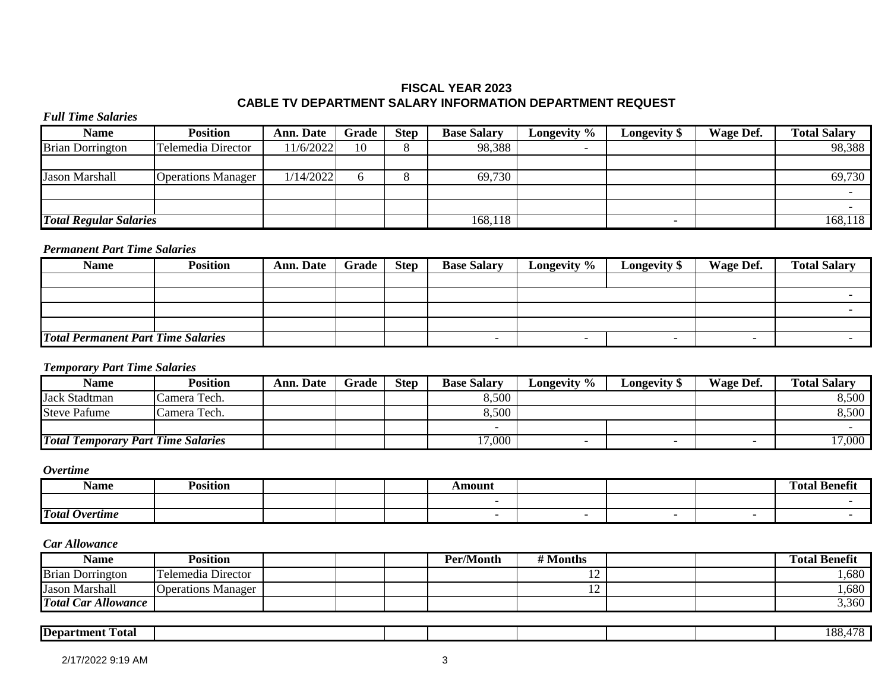# FISCAL YEAR 2023
## CABLE TV DEPARTMENT SALARY INFORMATION DEPARTMENT REQUEST

***Full Time Salaries***

| Name | Position | Ann. Date | Grade | Step | Base Salary | Longevity % | Longevity $ | Wage Def. | Total Salary |
|---|---|---|---|---|---|---|---|---|---|
| Brian Dorrington | Telemedia Director | 11/6/2022 | 10 | 8 | 98,388 | - | | | 98,388 |
| | | | | | | | | | |
| Jason Marshall | Operations Manager | 1/14/2022 | 6 | 8 | 69,730 | | | | 69,730 |
| | | | | | | | | | - |
| | | | | | | | | | - |
| ***Total Regular Salaries*** | | | | | 168,118 | | - | | 168,118 |

***Permanent Part Time Salaries***

| Name | Position | Ann. Date | Grade | Step | Base Salary | Longevity % | Longevity $ | Wage Def. | Total Salary |
|---|---|---|---|---|---|---|---|---|---|
| | | | | | | | | | |
| | | | | | | | | | - |
| | | | | | | | | | - |
| | | | | | | | | | |
| ***Total Permanent Part Time Salaries*** | | | | | - | - | - | - | - |

***Temporary Part Time Salaries***

| Name | Position | Ann. Date | Grade | Step | Base Salary | Longevity % | Longevity $ | Wage Def. | Total Salary |
|---|---|---|---|---|---|---|---|---|---|
| Jack Stadtman | Camera Tech. | | | | 8,500 | | | | 8,500 |
| Steve Pafume | Camera Tech. | | | | 8,500 | | | | 8,500 |
| | | | | | - | | | | - |
| ***Total Temporary Part Time Salaries*** | | | | | 17,000 | - | - | - | 17,000 |

***Overtime***

| Name | Position | | | | Amount | | | | Total Benefit |
|---|---|---|---|---|---|---|---|---|---|
| | | | | | - | | | | - |
| ***Total Overtime*** | | | | | - | - | - | - | - |

***Car Allowance***

| Name | Position | | | | Per/Month | # Months | | | Total Benefit |
|---|---|---|---|---|---|---|---|---|---|
| Brian Dorrington | Telemedia Director | | | | | 12 | | | 1,680 |
| Jason Marshall | Operations Manager | | | | | 12 | | | 1,680 |
| ***Total Car Allowance*** | | | | | | | | | 3,360 |

| **Department Total** | | | | | | | | | 188,478 |
|---|---|---|---|---|---|---|---|---|---|

2/17/2022 9:19 AM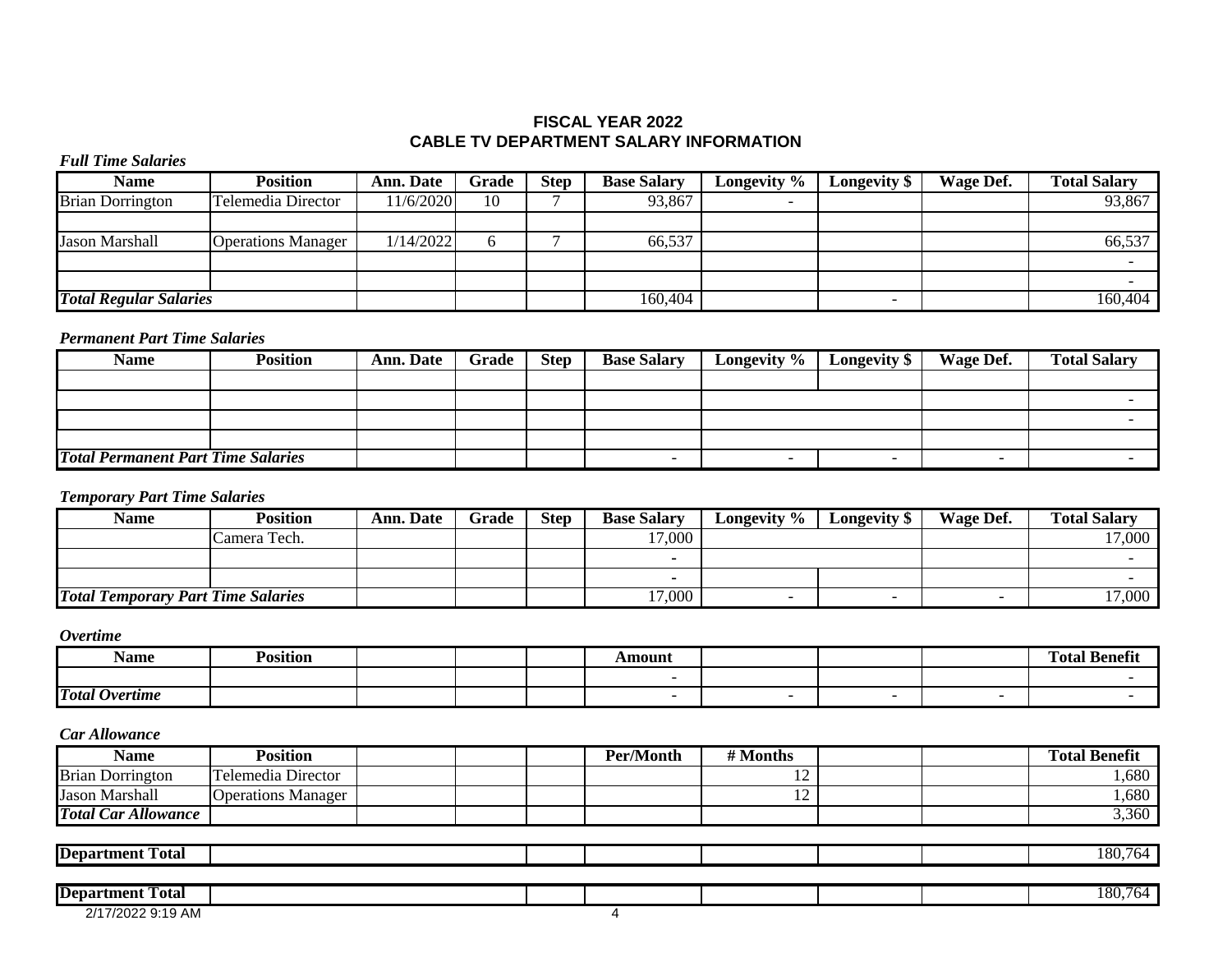# FISCAL YEAR 2022
# CABLE TV DEPARTMENT SALARY INFORMATION

***Full Time Salaries***

| Name | Position | Ann. Date | Grade | Step | Base Salary | Longevity % | Longevity $ | Wage Def. | Total Salary |
|---|---|---|---|---|---|---|---|---|---|
| Brian Dorrington | Telemedia Director | 11/6/2020 | 10 | 7 | 93,867 | - | | | 93,867 |
| | | | | | | | | | |
| Jason Marshall | Operations Manager | 1/14/2022 | 6 | 7 | 66,537 | | | | 66,537 |
| | | | | | | | | | - |
| | | | | | | | | | - |
| ***Total Regular Salaries*** | | | | | 160,404 | | - | | 160,404 |

***Permanent Part Time Salaries***

| Name | Position | Ann. Date | Grade | Step | Base Salary | Longevity % | Longevity $ | Wage Def. | Total Salary |
|---|---|---|---|---|---|---|---|---|---|
| | | | | | | | | | |
| | | | | | | | | | - |
| | | | | | | | | | - |
| | | | | | | | | | |
| ***Total Permanent Part Time Salaries*** | | | | | - | - | - | - | - |

***Temporary Part Time Salaries***

| Name | Position | Ann. Date | Grade | Step | Base Salary | Longevity % | Longevity $ | Wage Def. | Total Salary |
|---|---|---|---|---|---|---|---|---|---|
| | Camera Tech. | | | | 17,000 | | | | 17,000 |
| | | | | | - | | | | - |
| | | | | | - | | | | - |
| ***Total Temporary Part Time Salaries*** | | | | | 17,000 | - | - | - | 17,000 |

***Overtime***

| Name | Position | | | | Amount | | | | Total Benefit |
|---|---|---|---|---|---|---|---|---|---|
| | | | | | - | | | | - |
| ***Total Overtime*** | | | | | - | - | - | - | - |

***Car Allowance***

| Name | Position | | | | Per/Month | # Months | | | Total Benefit |
|---|---|---|---|---|---|---|---|---|---|
| Brian Dorrington | Telemedia Director | | | | | 12 | | | 1,680 |
| Jason Marshall | Operations Manager | | | | | 12 | | | 1,680 |
| ***Total Car Allowance*** | | | | | | | | | 3,360 |

| **Department Total** | | | | | | | 180,764 |
|---|---|---|---|---|---|---|---|

| **Department Total** | | | | | | | 180,764 |
|---|---|---|---|---|---|---|---|

2/17/2022 9:19 AM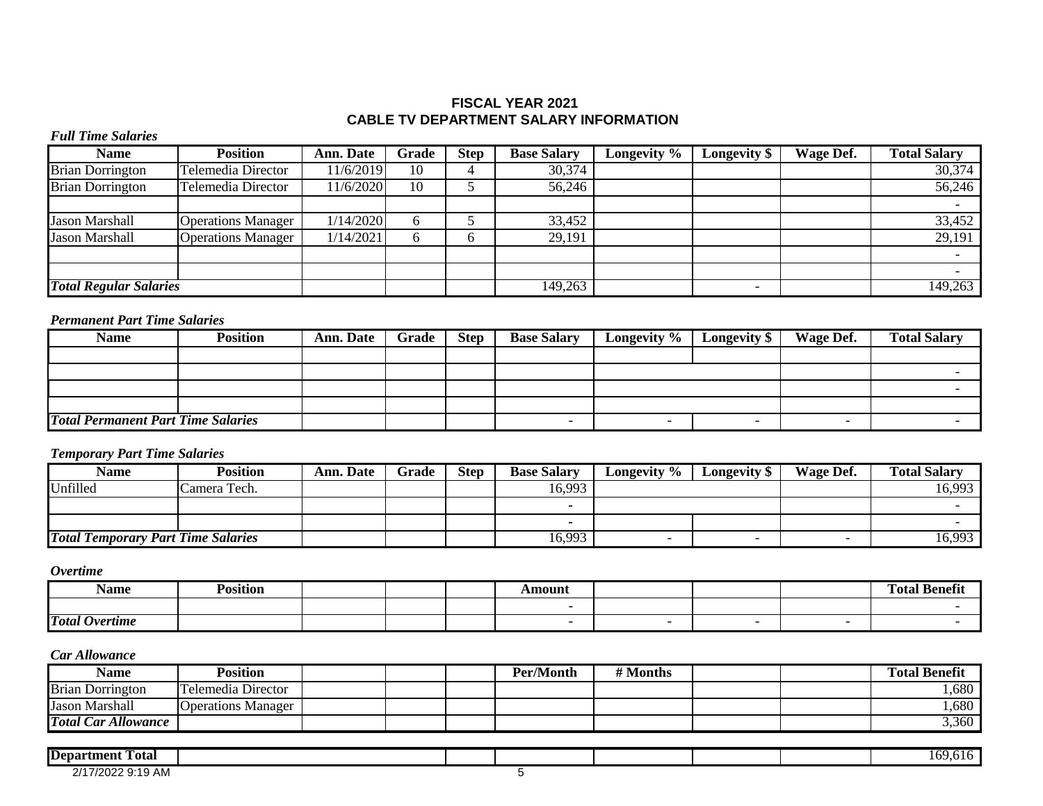# FISCAL YEAR 2021
## CABLE TV DEPARTMENT SALARY INFORMATION

***Full Time Salaries***

| Name | Position | Ann. Date | Grade | Step | Base Salary | Longevity % | Longevity $ | Wage Def. | Total Salary |
|---|---|---|---|---|---|---|---|---|---|
| Brian Dorrington | Telemedia Director | 11/6/2019 | 10 | 4 | 30,374 | | | | 30,374 |
| Brian Dorrington | Telemedia Director | 11/6/2020 | 10 | 5 | 56,246 | | | | 56,246 |
| | | | | | | | | | - |
| Jason Marshall | Operations Manager | 1/14/2020 | 6 | 5 | 33,452 | | | | 33,452 |
| Jason Marshall | Operations Manager | 1/14/2021 | 6 | 6 | 29,191 | | | | 29,191 |
| | | | | | | | | | - |
| | | | | | | | | | - |
| ***Total Regular Salaries*** | | | | | 149,263 | | - | | 149,263 |

***Permanent Part Time Salaries***

| Name | Position | Ann. Date | Grade | Step | Base Salary | Longevity % | Longevity $ | Wage Def. | Total Salary |
|---|---|---|---|---|---|---|---|---|---|
| | | | | | | | | | |
| | | | | | | | | | - |
| | | | | | | | | | - |
| | | | | | | | | | |
| ***Total Permanent Part Time Salaries*** | | | | | - | - | - | - | - |

***Temporary Part Time Salaries***

| Name | Position | Ann. Date | Grade | Step | Base Salary | Longevity % | Longevity $ | Wage Def. | Total Salary |
|---|---|---|---|---|---|---|---|---|---|
| Unfilled | Camera Tech. | | | | 16,993 | | | | 16,993 |
| | | | | | - | | | | - |
| | | | | | - | | | | - |
| ***Total Temporary Part Time Salaries*** | | | | | 16,993 | - | - | - | 16,993 |

***Overtime***

| Name | Position | | | | Amount | | | | Total Benefit |
|---|---|---|---|---|---|---|---|---|---|
| | | | | | - | | | | - |
| ***Total Overtime*** | | | | | - | - | - | - | - |

***Car Allowance***

| Name | Position | | | | Per/Month | # Months | | | Total Benefit |
|---|---|---|---|---|---|---|---|---|---|
| Brian Dorrington | Telemedia Director | | | | | | | | 1,680 |
| Jason Marshall | Operations Manager | | | | | | | | 1,680 |
| ***Total Car Allowance*** | | | | | | | | | 3,360 |

| **Department Total** | | | | | | | | | 169,616 |
|---|---|---|---|---|---|---|---|---|---|

2/17/2022 9:19 AM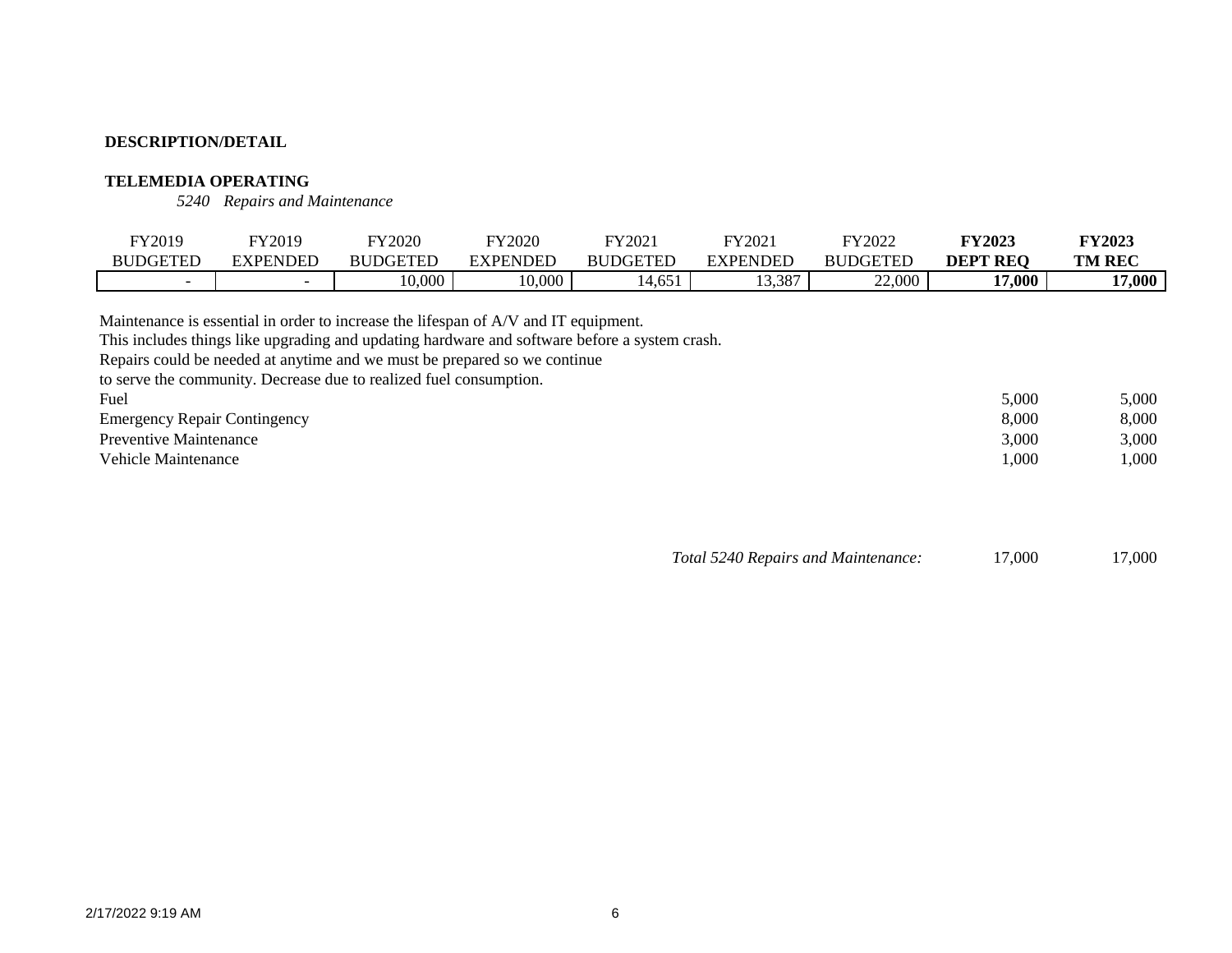**DESCRIPTION/DETAIL**

**TELEMEDIA OPERATING**

*5240 Repairs and Maintenance*

| FY2019 BUDGETED | FY2019 EXPENDED | FY2020 BUDGETED | FY2020 EXPENDED | FY2021 BUDGETED | FY2021 EXPENDED | FY2022 BUDGETED | **FY2023 DEPT REQ** | **FY2023 TM REC** |
|---|---|---|---|---|---|---|---|---|
| - | - | 10,000 | 10,000 | 14,651 | 13,387 | 22,000 | **17,000** | **17,000** |

Maintenance is essential in order to increase the lifespan of A/V and IT equipment.
This includes things like upgrading and updating hardware and software before a system crash.
Repairs could be needed at anytime and we must be prepared so we continue
to serve the community. Decrease due to realized fuel consumption.

| | | |
|---|---|---|
| Fuel | 5,000 | 5,000 |
| Emergency Repair Contingency | 8,000 | 8,000 |
| Preventive Maintenance | 3,000 | 3,000 |
| Vehicle Maintenance | 1,000 | 1,000 |
| *Total 5240 Repairs and Maintenance:* | 17,000 | 17,000 |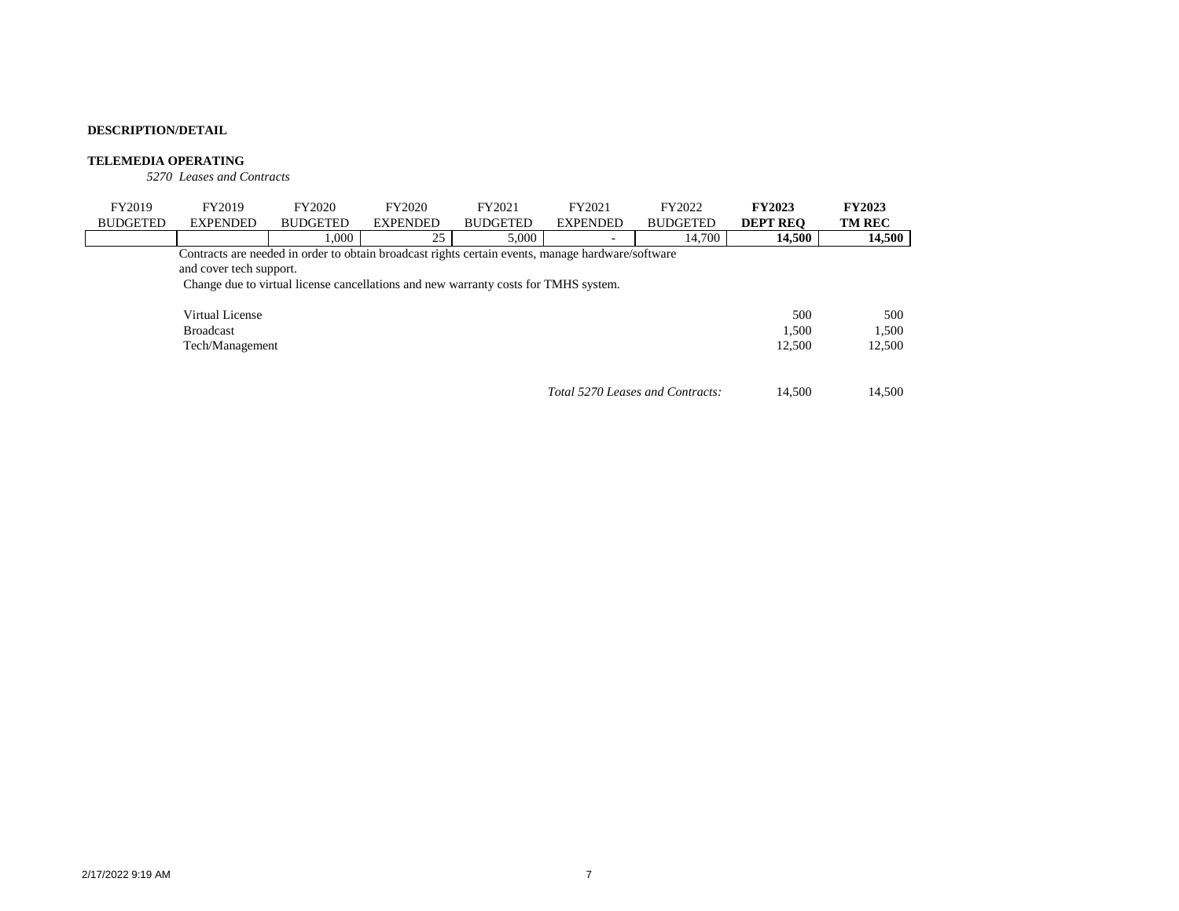**DESCRIPTION/DETAIL**

**TELEMEDIA OPERATING**

*5270 Leases and Contracts*

| FY2019 BUDGETED | FY2019 EXPENDED | FY2020 BUDGETED | FY2020 EXPENDED | FY2021 BUDGETED | FY2021 EXPENDED | FY2022 BUDGETED | **FY2023 DEPT REQ** | **FY2023 TM REC** |
|---|---|---|---|---|---|---|---|---|
| | | 1,000 | 25 | 5,000 | - | 14,700 | **14,500** | **14,500** |

Contracts are needed in order to obtain broadcast rights certain events, manage hardware/software and cover tech support.

Change due to virtual license cancellations and new warranty costs for TMHS system.

| | FY2023 DEPT REQ | FY2023 TM REC |
|---|---|---|
| Virtual License | 500 | 500 |
| Broadcast | 1,500 | 1,500 |
| Tech/Management | 12,500 | 12,500 |
| *Total 5270 Leases and Contracts:* | 14,500 | 14,500 |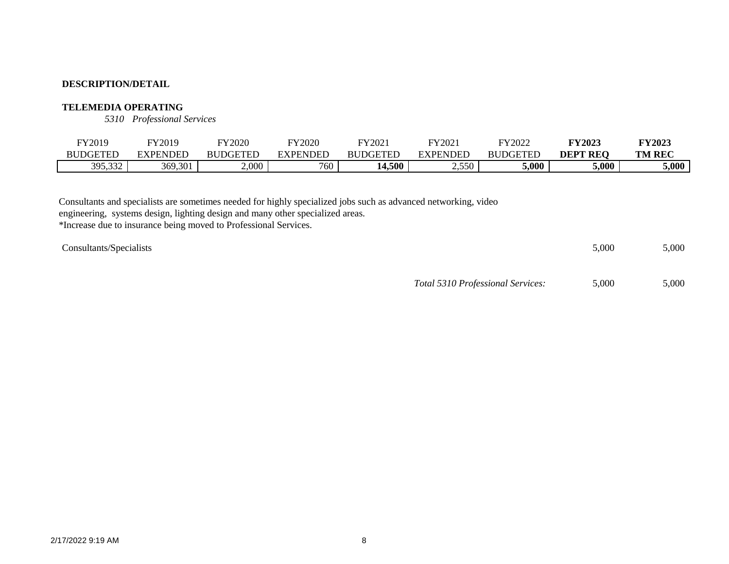**DESCRIPTION/DETAIL**

**TELEMEDIA OPERATING**

*5310 Professional Services*

| FY2019 BUDGETED | FY2019 EXPENDED | FY2020 BUDGETED | FY2020 EXPENDED | FY2021 BUDGETED | FY2021 EXPENDED | FY2022 BUDGETED | **FY2023 DEPT REQ** | **FY2023 TM REC** |
|---|---|---|---|---|---|---|---|---|
| 395,332 | 369,301 | 2,000 | 760 | **14,500** | 2,550 | **5,000** | **5,000** | **5,000** |

Consultants and specialists are sometimes needed for highly specialized jobs such as advanced networking, video engineering, systems design, lighting design and many other specialized areas.
*Increase due to insurance being moved to Professional Services.

| | FY2023 DEPT REQ | FY2023 TM REC |
|---|---|---|
| Consultants/Specialists | 5,000 | 5,000 |
| *Total 5310 Professional Services:* | 5,000 | 5,000 |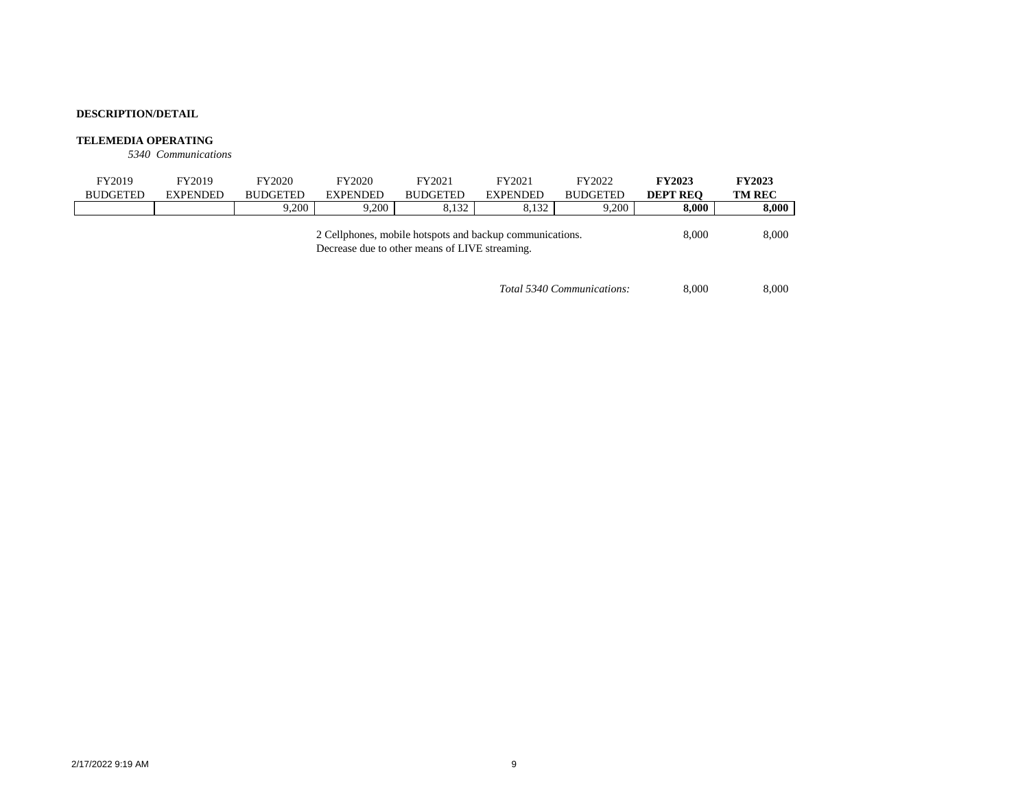**DESCRIPTION/DETAIL**

**TELEMEDIA OPERATING**

*5340 Communications*

| FY2019 BUDGETED | FY2019 EXPENDED | FY2020 BUDGETED | FY2020 EXPENDED | FY2021 BUDGETED | FY2021 EXPENDED | FY2022 BUDGETED | **FY2023 DEPT REQ** | **FY2023 TM REC** |
|---|---|---|---|---|---|---|---|---|
| | | 9,200 | 9,200 | 8,132 | 8,132 | 9,200 | **8,000** | **8,000** |

| Description | FY2023 DEPT REQ | FY2023 TM REC |
|---|---|---|
| 2 Cellphones, mobile hotspots and backup communications. Decrease due to other means of LIVE streaming. | 8,000 | 8,000 |
| *Total 5340 Communications:* | 8,000 | 8,000 |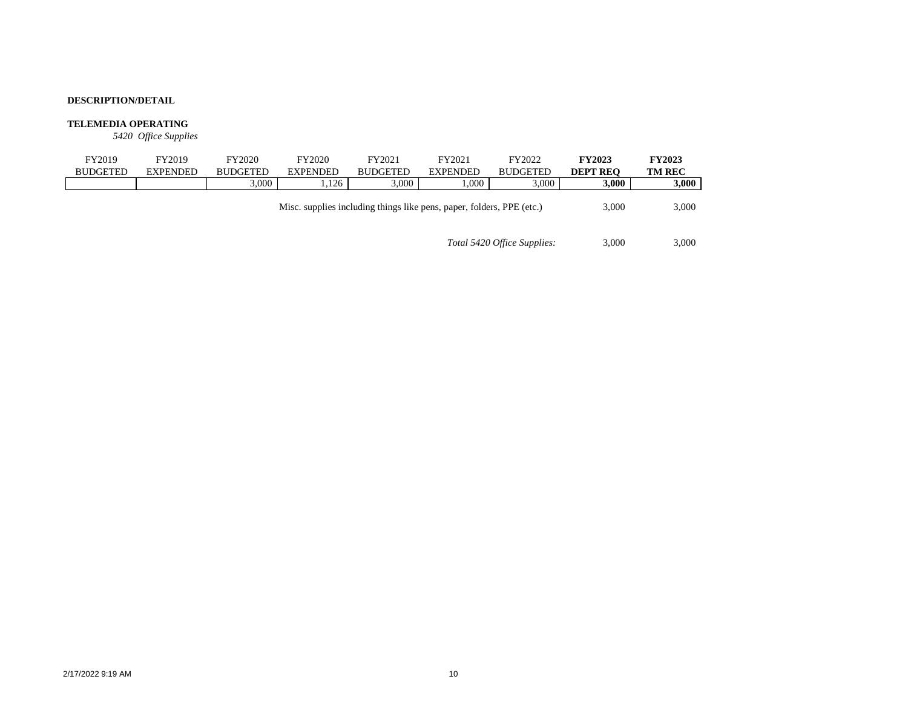**DESCRIPTION/DETAIL**

**TELEMEDIA OPERATING**

*5420 Office Supplies*

| FY2019 BUDGETED | FY2019 EXPENDED | FY2020 BUDGETED | FY2020 EXPENDED | FY2021 BUDGETED | FY2021 EXPENDED | FY2022 BUDGETED | **FY2023 DEPT REQ** | **FY2023 TM REC** |
|---|---|---|---|---|---|---|---|---|
| | | 3,000 | 1,126 | 3,000 | 1,000 | 3,000 | **3,000** | **3,000** |

| | FY2023 DEPT REQ | FY2023 TM REC |
|---|---|---|
| Misc. supplies including things like pens, paper, folders, PPE (etc.) | 3,000 | 3,000 |
| *Total 5420 Office Supplies:* | 3,000 | 3,000 |

2/17/2022 9:19 AM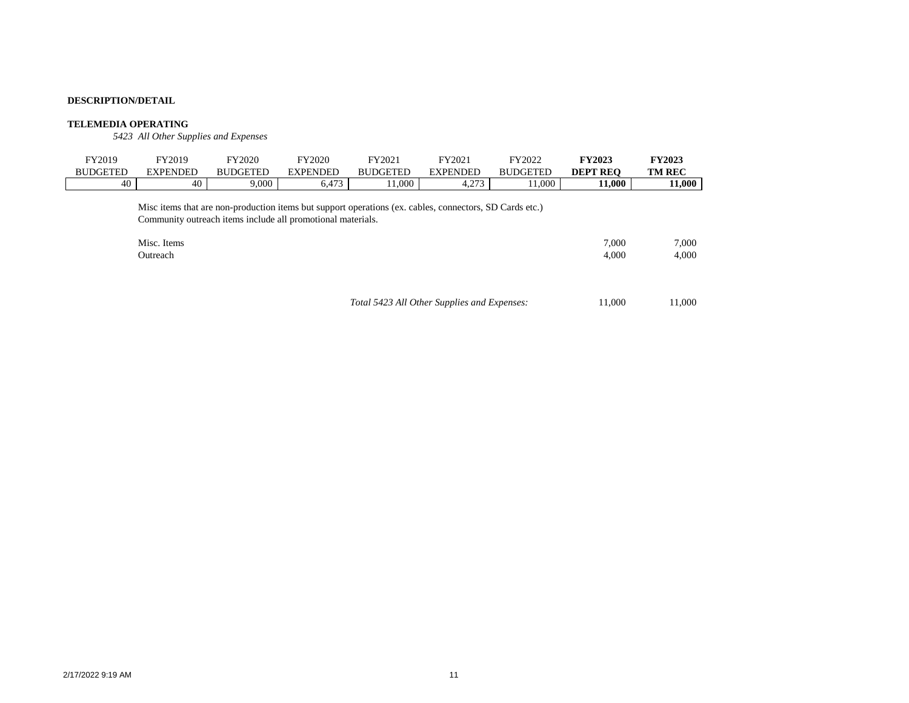**DESCRIPTION/DETAIL**

**TELEMEDIA OPERATING**

*5423 All Other Supplies and Expenses*

| FY2019 BUDGETED | FY2019 EXPENDED | FY2020 BUDGETED | FY2020 EXPENDED | FY2021 BUDGETED | FY2021 EXPENDED | FY2022 BUDGETED | **FY2023 DEPT REQ** | **FY2023 TM REC** |
|---|---|---|---|---|---|---|---|---|
| 40 | 40 | 9,000 | 6,473 | 11,000 | 4,273 | 11,000 | **11,000** | **11,000** |

Misc items that are non-production items but support operations (ex. cables, connectors, SD Cards etc.)
Community outreach items include all promotional materials.

| | FY2023 DEPT REQ | FY2023 TM REC |
|---|---|---|
| Misc. Items | 7,000 | 7,000 |
| Outreach | 4,000 | 4,000 |
| *Total 5423 All Other Supplies and Expenses:* | 11,000 | 11,000 |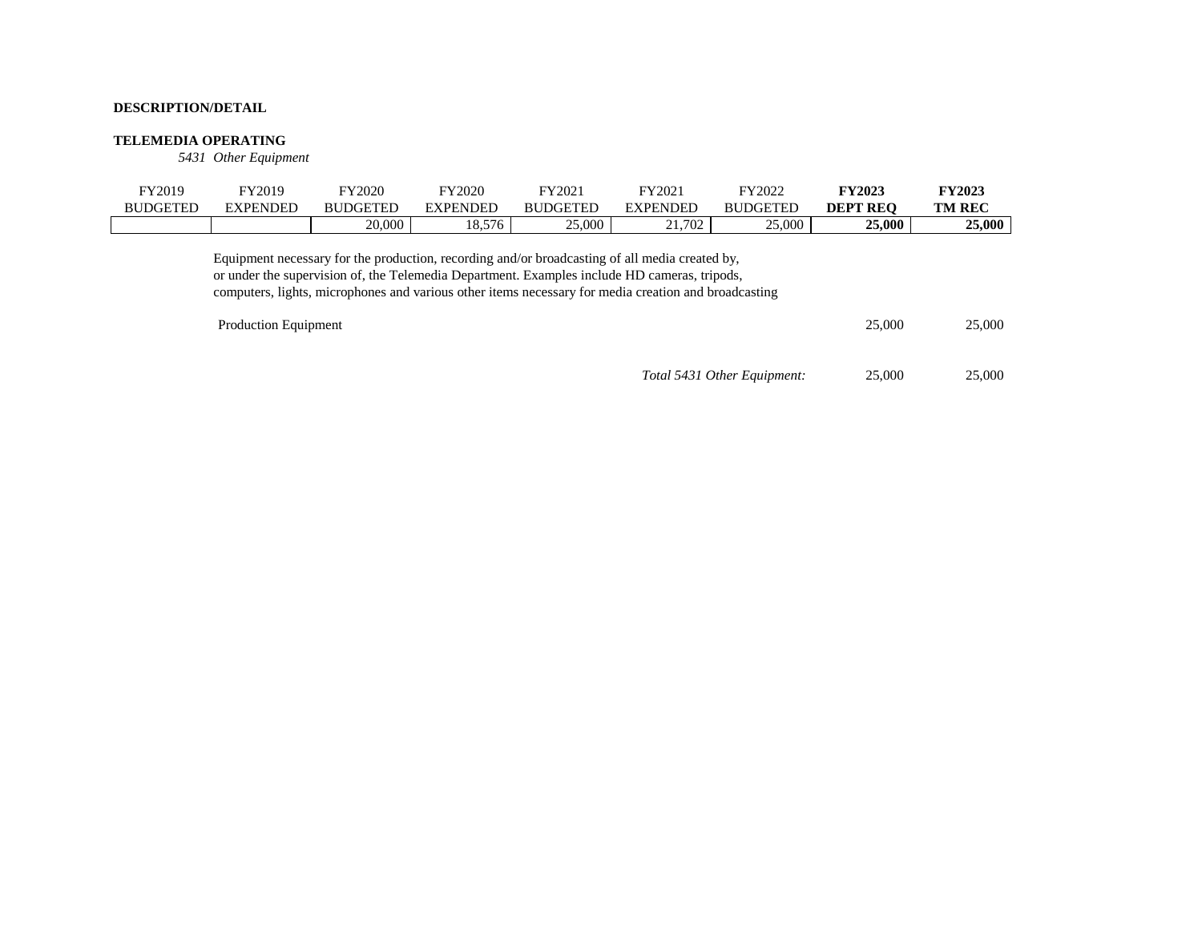**DESCRIPTION/DETAIL**

**TELEMEDIA OPERATING**

*5431 Other Equipment*

| FY2019 BUDGETED | FY2019 EXPENDED | FY2020 BUDGETED | FY2020 EXPENDED | FY2021 BUDGETED | FY2021 EXPENDED | FY2022 BUDGETED | **FY2023 DEPT REQ** | **FY2023 TM REC** |
|---|---|---|---|---|---|---|---|---|
| | | 20,000 | 18,576 | 25,000 | 21,702 | 25,000 | **25,000** | **25,000** |

Equipment necessary for the production, recording and/or broadcasting of all media created by, or under the supervision of, the Telemedia Department. Examples include HD cameras, tripods, computers, lights, microphones and various other items necessary for media creation and broadcasting

| | FY2023 DEPT REQ | FY2023 TM REC |
|---|---|---|
| Production Equipment | 25,000 | 25,000 |
| *Total 5431 Other Equipment:* | 25,000 | 25,000 |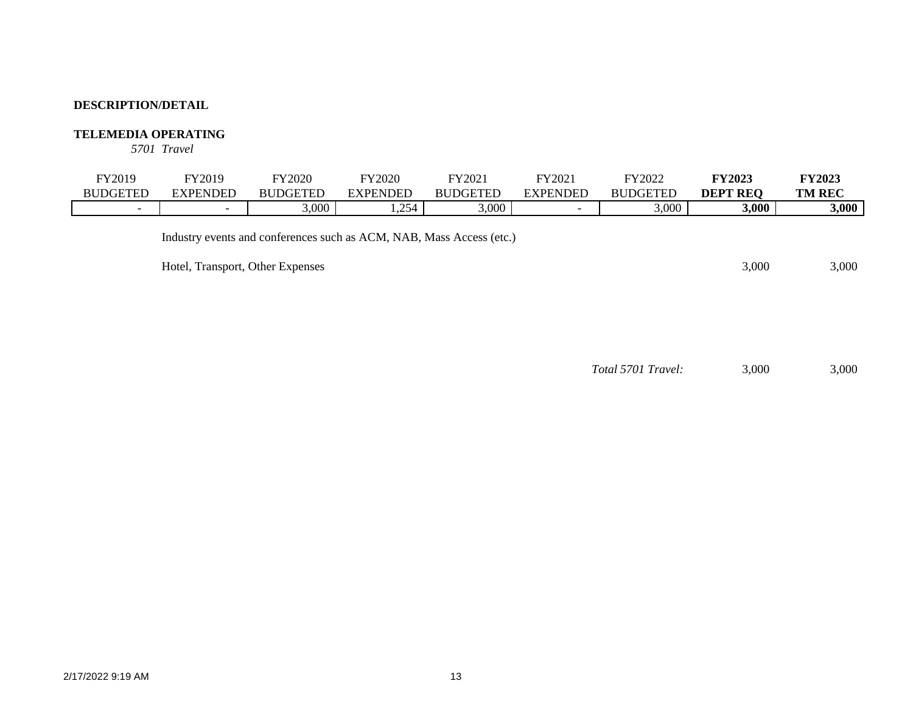**DESCRIPTION/DETAIL**

**TELEMEDIA OPERATING**

*5701 Travel*

| FY2019 BUDGETED | FY2019 EXPENDED | FY2020 BUDGETED | FY2020 EXPENDED | FY2021 BUDGETED | FY2021 EXPENDED | FY2022 BUDGETED | **FY2023 DEPT REQ** | **FY2023 TM REC** |
|---|---|---|---|---|---|---|---|---|
| - | - | 3,000 | 1,254 | 3,000 | - | 3,000 | **3,000** | **3,000** |

Industry events and conferences such as ACM, NAB, Mass Access (etc.)

| | DEPT REQ | TM REC |
|---|---|---|
| Hotel, Transport, Other Expenses | 3,000 | 3,000 |
| *Total 5701 Travel:* | 3,000 | 3,000 |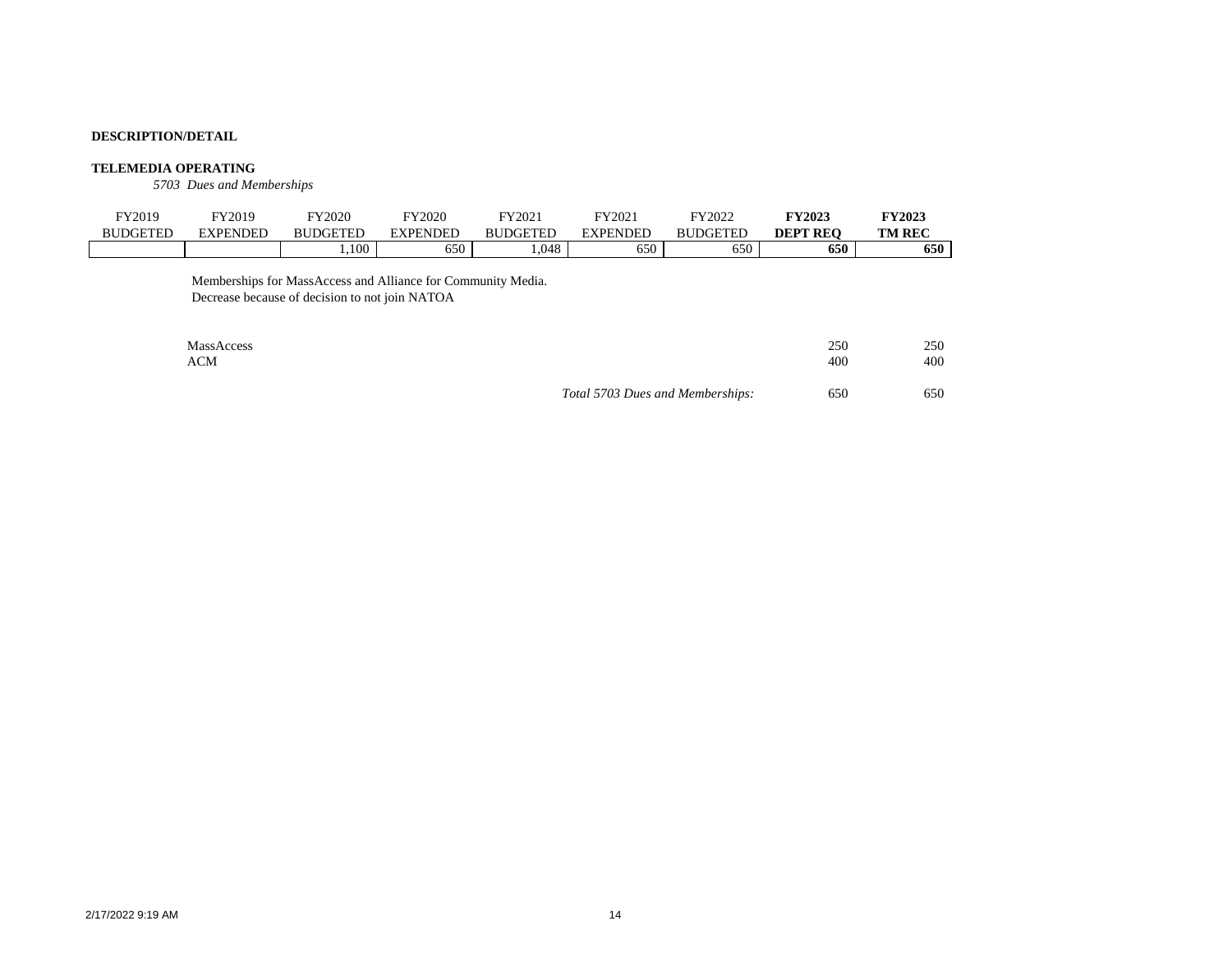**DESCRIPTION/DETAIL**

**TELEMEDIA OPERATING**

*5703 Dues and Memberships*

| FY2019 BUDGETED | FY2019 EXPENDED | FY2020 BUDGETED | FY2020 EXPENDED | FY2021 BUDGETED | FY2021 EXPENDED | FY2022 BUDGETED | **FY2023 DEPT REQ** | **FY2023 TM REC** |
|---|---|---|---|---|---|---|---|---|
| | | 1,100 | 650 | 1,048 | 650 | 650 | **650** | **650** |

Memberships for MassAccess and Alliance for Community Media.
Decrease because of decision to not join NATOA

| | FY2023 DEPT REQ | FY2023 TM REC |
|---|---|---|
| MassAccess | 250 | 250 |
| ACM | 400 | 400 |
| *Total 5703 Dues and Memberships:* | 650 | 650 |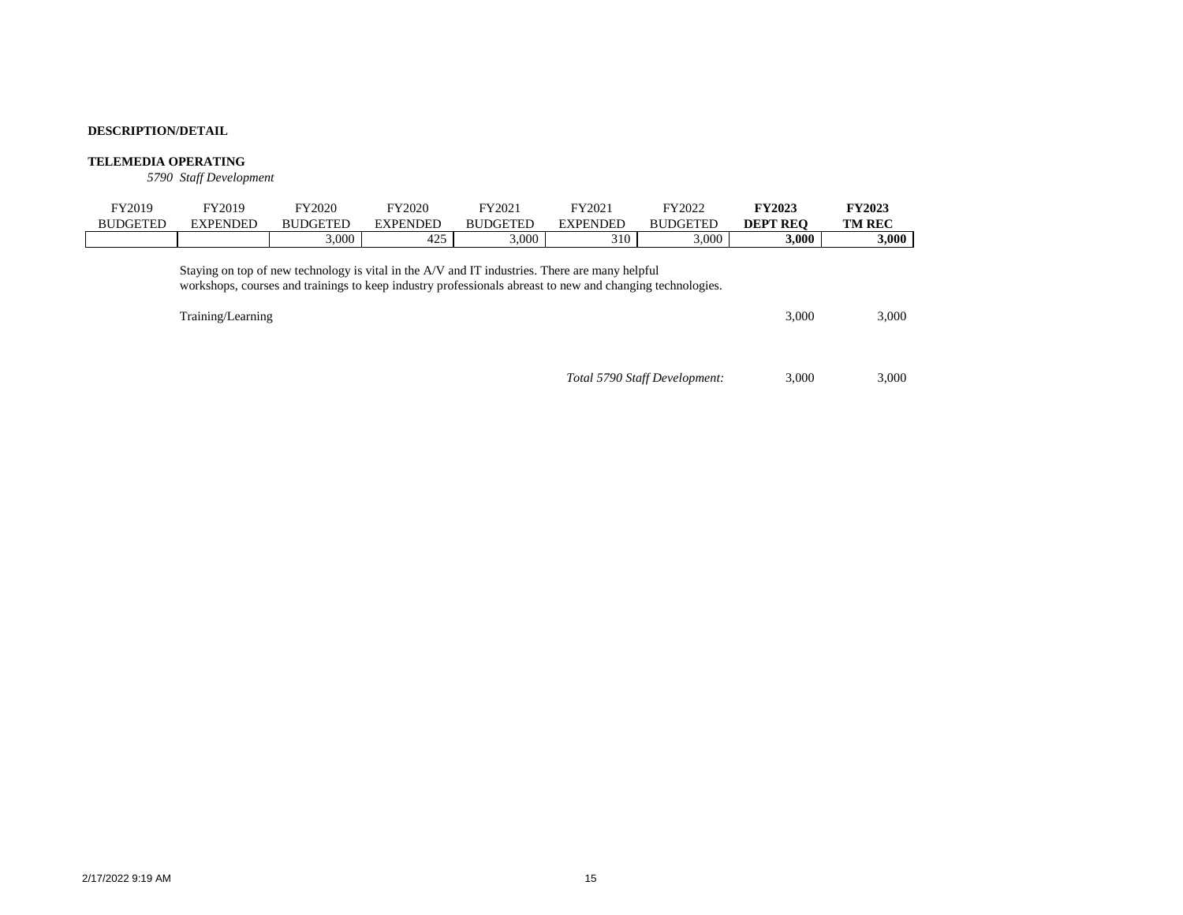**DESCRIPTION/DETAIL**

**TELEMEDIA OPERATING**

*5790 Staff Development*

| FY2019 BUDGETED | FY2019 EXPENDED | FY2020 BUDGETED | FY2020 EXPENDED | FY2021 BUDGETED | FY2021 EXPENDED | FY2022 BUDGETED | **FY2023 DEPT REQ** | **FY2023 TM REC** |
|---|---|---|---|---|---|---|---|---|
| | | 3,000 | 425 | 3,000 | 310 | 3,000 | **3,000** | **3,000** |

Staying on top of new technology is vital in the A/V and IT industries. There are many helpful workshops, courses and trainings to keep industry professionals abreast to new and changing technologies.

| | FY2023 DEPT REQ | FY2023 TM REC |
|---|---|---|
| Training/Learning | 3,000 | 3,000 |
| *Total 5790 Staff Development:* | 3,000 | 3,000 |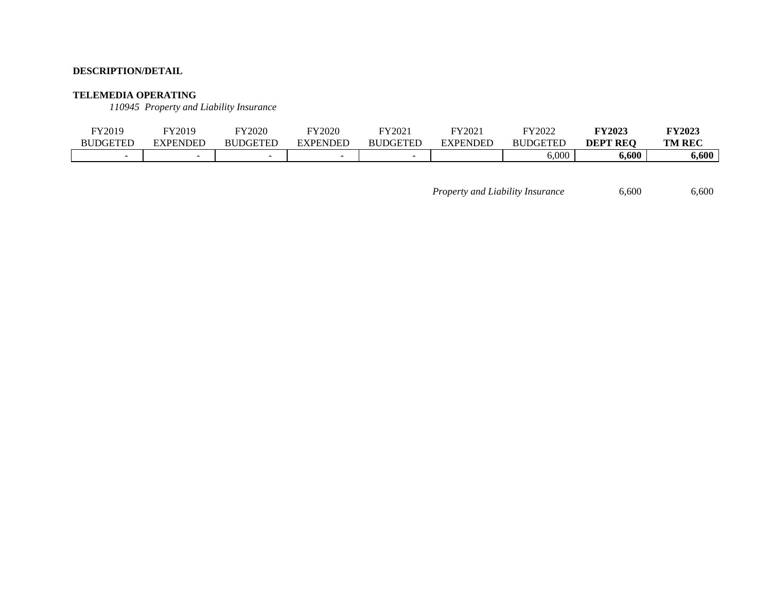**DESCRIPTION/DETAIL**

**TELEMEDIA OPERATING**

*110945 Property and Liability Insurance*

| FY2019 BUDGETED | FY2019 EXPENDED | FY2020 BUDGETED | FY2020 EXPENDED | FY2021 BUDGETED | FY2021 EXPENDED | FY2022 BUDGETED | **FY2023 DEPT REQ** | **FY2023 TM REC** |
|---|---|---|---|---|---|---|---|---|
| - | - | - | - | - | | 6,000 | **6,600** | **6,600** |

| | | |
|---|---|---|
| *Property and Liability Insurance* | 6,600 | 6,600 |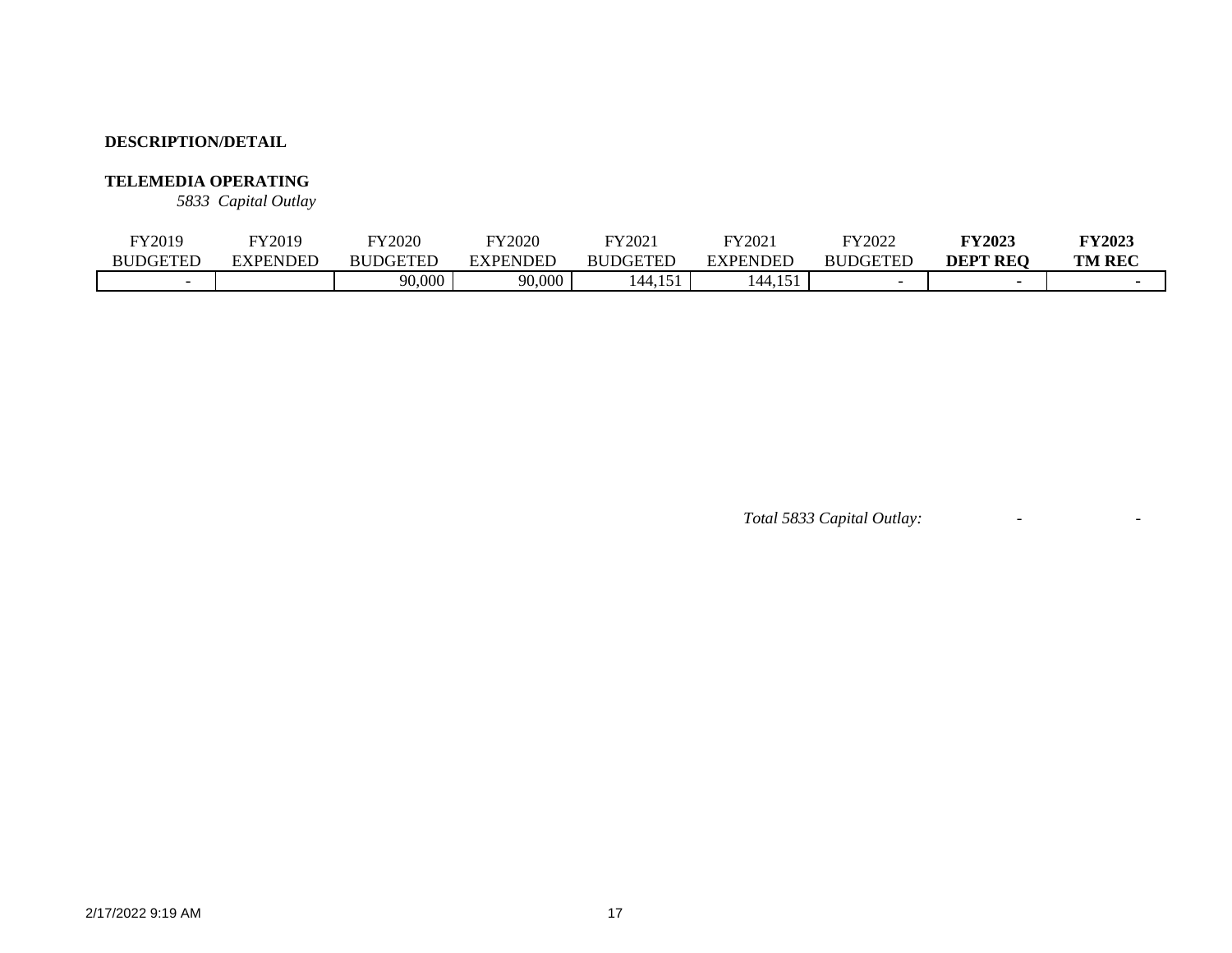**DESCRIPTION/DETAIL**

**TELEMEDIA OPERATING**

*5833 Capital Outlay*

| FY2019 BUDGETED | FY2019 EXPENDED | FY2020 BUDGETED | FY2020 EXPENDED | FY2021 BUDGETED | FY2021 EXPENDED | FY2022 BUDGETED | **FY2023 DEPT REQ** | **FY2023 TM REC** |
|---|---|---|---|---|---|---|---|---|
| - | | 90,000 | 90,000 | 144,151 | 144,151 | - | - | - |

*Total 5833 Capital Outlay:* - -

2/17/2022 9:19 AM